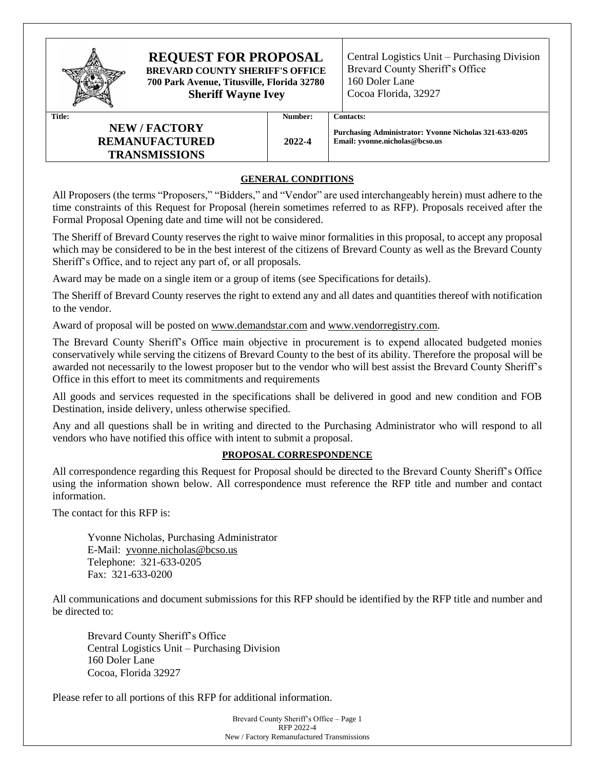# REQUEST FOR PROPOSAL

**BREVARD COUNTY SHERIFF'S OFFICE**
**700 Park Avenue, Titusville, Florida 32780**
**Sheriff Wayne Ivey**

Central Logistics Unit – Purchasing Division
Brevard County Sheriff's Office
160 Doler Lane
Cocoa Florida, 32927

| Title: | Number: | Contacts: |
|---|---|---|
| **NEW / FACTORY REMANUFACTURED TRANSMISSIONS** | **2022-4** | **Purchasing Administrator: Yvonne Nicholas 321-633-0205**<br>**Email: yvonne.nicholas@bcso.us** |

## GENERAL CONDITIONS

All Proposers (the terms "Proposers," "Bidders," and "Vendor" are used interchangeably herein) must adhere to the time constraints of this Request for Proposal (herein sometimes referred to as RFP). Proposals received after the Formal Proposal Opening date and time will not be considered.

The Sheriff of Brevard County reserves the right to waive minor formalities in this proposal, to accept any proposal which may be considered to be in the best interest of the citizens of Brevard County as well as the Brevard County Sheriff's Office, and to reject any part of, or all proposals.

Award may be made on a single item or a group of items (see Specifications for details).

The Sheriff of Brevard County reserves the right to extend any and all dates and quantities thereof with notification to the vendor.

Award of proposal will be posted on www.demandstar.com and www.vendorregistry.com.

The Brevard County Sheriff's Office main objective in procurement is to expend allocated budgeted monies conservatively while serving the citizens of Brevard County to the best of its ability. Therefore the proposal will be awarded not necessarily to the lowest proposer but to the vendor who will best assist the Brevard County Sheriff's Office in this effort to meet its commitments and requirements

All goods and services requested in the specifications shall be delivered in good and new condition and FOB Destination, inside delivery, unless otherwise specified.

Any and all questions shall be in writing and directed to the Purchasing Administrator who will respond to all vendors who have notified this office with intent to submit a proposal.

## PROPOSAL CORRESPONDENCE

All correspondence regarding this Request for Proposal should be directed to the Brevard County Sheriff's Office using the information shown below. All correspondence must reference the RFP title and number and contact information.

The contact for this RFP is:

Yvonne Nicholas, Purchasing Administrator
E-Mail: yvonne.nicholas@bcso.us
Telephone: 321-633-0205
Fax: 321-633-0200

All communications and document submissions for this RFP should be identified by the RFP title and number and be directed to:

Brevard County Sheriff's Office
Central Logistics Unit – Purchasing Division
160 Doler Lane
Cocoa, Florida 32927

Please refer to all portions of this RFP for additional information.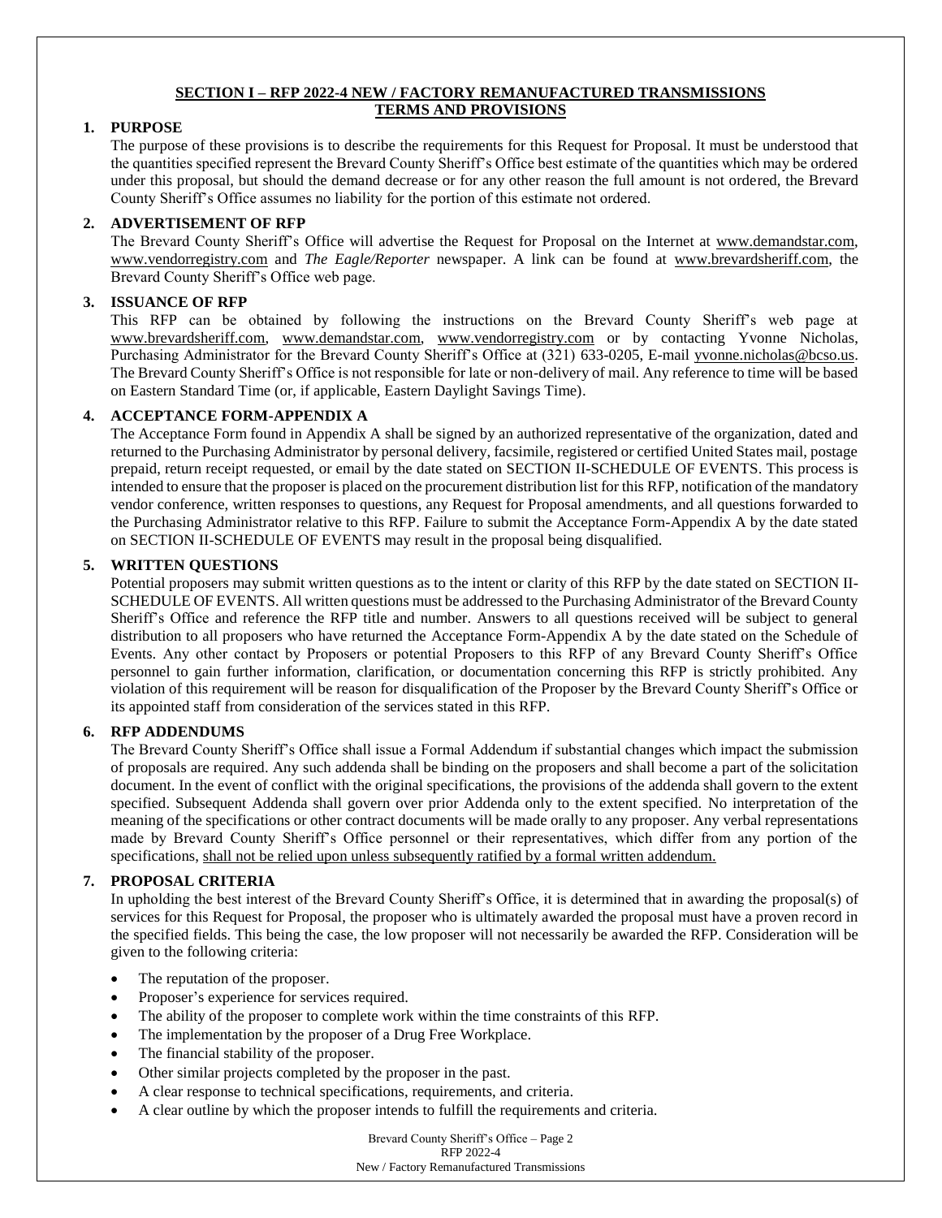## SECTION I – RFP 2022-4 NEW / FACTORY REMANUFACTURED TRANSMISSIONS TERMS AND PROVISIONS

### 1. PURPOSE

The purpose of these provisions is to describe the requirements for this Request for Proposal. It must be understood that the quantities specified represent the Brevard County Sheriff's Office best estimate of the quantities which may be ordered under this proposal, but should the demand decrease or for any other reason the full amount is not ordered, the Brevard County Sheriff's Office assumes no liability for the portion of this estimate not ordered.

### 2. ADVERTISEMENT OF RFP

The Brevard County Sheriff's Office will advertise the Request for Proposal on the Internet at www.demandstar.com, www.vendorregistry.com and *The Eagle/Reporter* newspaper. A link can be found at www.brevardsheriff.com, the Brevard County Sheriff's Office web page.

### 3. ISSUANCE OF RFP

This RFP can be obtained by following the instructions on the Brevard County Sheriff's web page at www.brevardsheriff.com, www.demandstar.com, www.vendorregistry.com or by contacting Yvonne Nicholas, Purchasing Administrator for the Brevard County Sheriff's Office at (321) 633-0205, E-mail yvonne.nicholas@bcso.us. The Brevard County Sheriff's Office is not responsible for late or non-delivery of mail. Any reference to time will be based on Eastern Standard Time (or, if applicable, Eastern Daylight Savings Time).

### 4. ACCEPTANCE FORM-APPENDIX A

The Acceptance Form found in Appendix A shall be signed by an authorized representative of the organization, dated and returned to the Purchasing Administrator by personal delivery, facsimile, registered or certified United States mail, postage prepaid, return receipt requested, or email by the date stated on SECTION II-SCHEDULE OF EVENTS. This process is intended to ensure that the proposer is placed on the procurement distribution list for this RFP, notification of the mandatory vendor conference, written responses to questions, any Request for Proposal amendments, and all questions forwarded to the Purchasing Administrator relative to this RFP. Failure to submit the Acceptance Form-Appendix A by the date stated on SECTION II-SCHEDULE OF EVENTS may result in the proposal being disqualified.

### 5. WRITTEN QUESTIONS

Potential proposers may submit written questions as to the intent or clarity of this RFP by the date stated on SECTION II-SCHEDULE OF EVENTS. All written questions must be addressed to the Purchasing Administrator of the Brevard County Sheriff's Office and reference the RFP title and number. Answers to all questions received will be subject to general distribution to all proposers who have returned the Acceptance Form-Appendix A by the date stated on the Schedule of Events. Any other contact by Proposers or potential Proposers to this RFP of any Brevard County Sheriff's Office personnel to gain further information, clarification, or documentation concerning this RFP is strictly prohibited. Any violation of this requirement will be reason for disqualification of the Proposer by the Brevard County Sheriff's Office or its appointed staff from consideration of the services stated in this RFP.

### 6. RFP ADDENDUMS

The Brevard County Sheriff's Office shall issue a Formal Addendum if substantial changes which impact the submission of proposals are required. Any such addenda shall be binding on the proposers and shall become a part of the solicitation document. In the event of conflict with the original specifications, the provisions of the addenda shall govern to the extent specified. Subsequent Addenda shall govern over prior Addenda only to the extent specified. No interpretation of the meaning of the specifications or other contract documents will be made orally to any proposer. Any verbal representations made by Brevard County Sheriff's Office personnel or their representatives, which differ from any portion of the specifications, shall not be relied upon unless subsequently ratified by a formal written addendum.

### 7. PROPOSAL CRITERIA

In upholding the best interest of the Brevard County Sheriff's Office, it is determined that in awarding the proposal(s) of services for this Request for Proposal, the proposer who is ultimately awarded the proposal must have a proven record in the specified fields. This being the case, the low proposer will not necessarily be awarded the RFP. Consideration will be given to the following criteria:

- The reputation of the proposer.
- Proposer's experience for services required.
- The ability of the proposer to complete work within the time constraints of this RFP.
- The implementation by the proposer of a Drug Free Workplace.
- The financial stability of the proposer.
- Other similar projects completed by the proposer in the past.
- A clear response to technical specifications, requirements, and criteria.
- A clear outline by which the proposer intends to fulfill the requirements and criteria.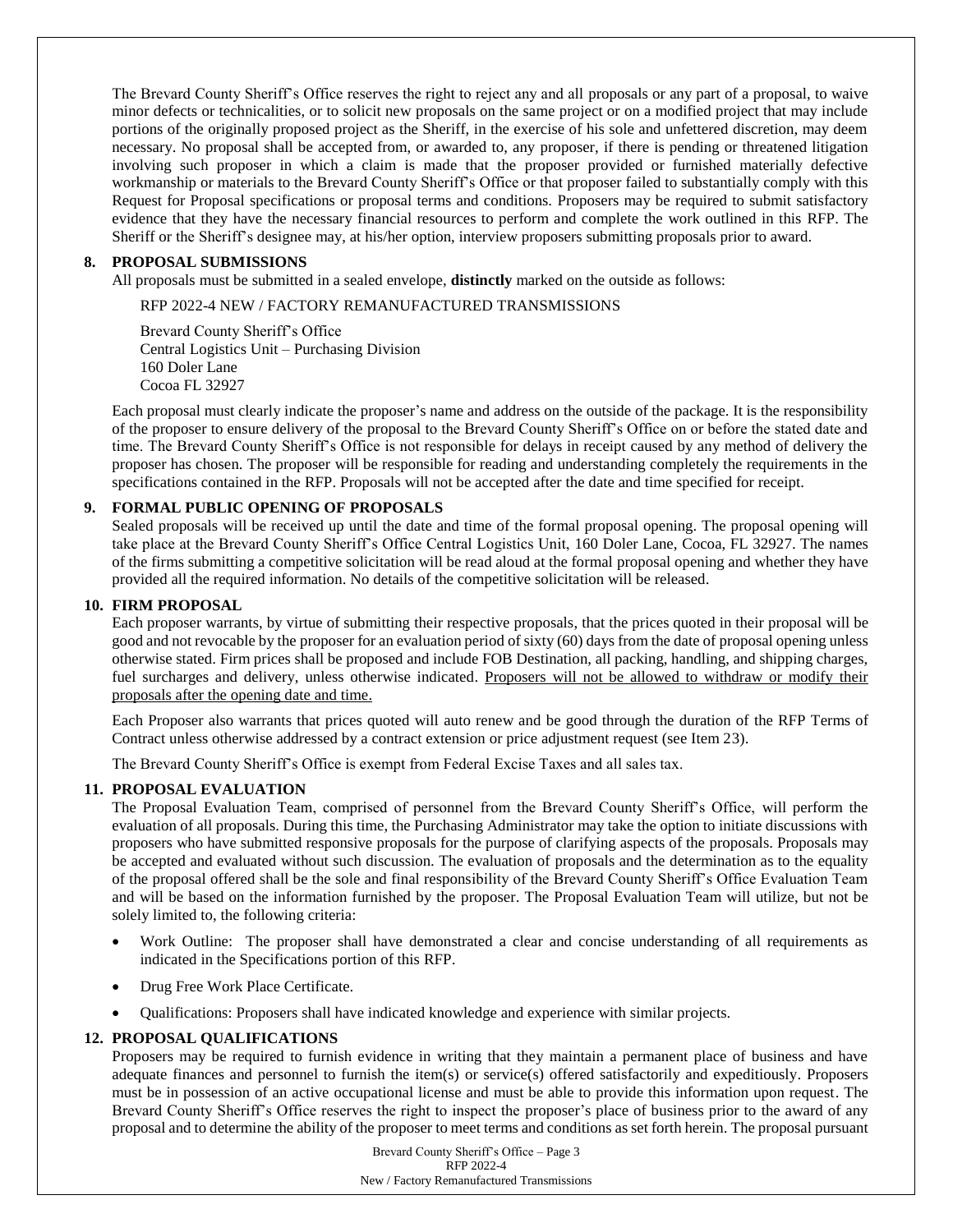The Brevard County Sheriff's Office reserves the right to reject any and all proposals or any part of a proposal, to waive minor defects or technicalities, or to solicit new proposals on the same project or on a modified project that may include portions of the originally proposed project as the Sheriff, in the exercise of his sole and unfettered discretion, may deem necessary. No proposal shall be accepted from, or awarded to, any proposer, if there is pending or threatened litigation involving such proposer in which a claim is made that the proposer provided or furnished materially defective workmanship or materials to the Brevard County Sheriff's Office or that proposer failed to substantially comply with this Request for Proposal specifications or proposal terms and conditions. Proposers may be required to submit satisfactory evidence that they have the necessary financial resources to perform and complete the work outlined in this RFP. The Sheriff or the Sheriff's designee may, at his/her option, interview proposers submitting proposals prior to award.

## 8. PROPOSAL SUBMISSIONS

All proposals must be submitted in a sealed envelope, **distinctly** marked on the outside as follows:

RFP 2022-4 NEW / FACTORY REMANUFACTURED TRANSMISSIONS

Brevard County Sheriff's Office
Central Logistics Unit – Purchasing Division
160 Doler Lane
Cocoa FL 32927

Each proposal must clearly indicate the proposer's name and address on the outside of the package. It is the responsibility of the proposer to ensure delivery of the proposal to the Brevard County Sheriff's Office on or before the stated date and time. The Brevard County Sheriff's Office is not responsible for delays in receipt caused by any method of delivery the proposer has chosen. The proposer will be responsible for reading and understanding completely the requirements in the specifications contained in the RFP. Proposals will not be accepted after the date and time specified for receipt.

## 9. FORMAL PUBLIC OPENING OF PROPOSALS

Sealed proposals will be received up until the date and time of the formal proposal opening. The proposal opening will take place at the Brevard County Sheriff's Office Central Logistics Unit, 160 Doler Lane, Cocoa, FL 32927. The names of the firms submitting a competitive solicitation will be read aloud at the formal proposal opening and whether they have provided all the required information. No details of the competitive solicitation will be released.

## 10. FIRM PROPOSAL

Each proposer warrants, by virtue of submitting their respective proposals, that the prices quoted in their proposal will be good and not revocable by the proposer for an evaluation period of sixty (60) days from the date of proposal opening unless otherwise stated. Firm prices shall be proposed and include FOB Destination, all packing, handling, and shipping charges, fuel surcharges and delivery, unless otherwise indicated. <u>Proposers will not be allowed to withdraw or modify their proposals after the opening date and time.</u>

Each Proposer also warrants that prices quoted will auto renew and be good through the duration of the RFP Terms of Contract unless otherwise addressed by a contract extension or price adjustment request (see Item 23).

The Brevard County Sheriff's Office is exempt from Federal Excise Taxes and all sales tax.

## 11. PROPOSAL EVALUATION

The Proposal Evaluation Team, comprised of personnel from the Brevard County Sheriff's Office, will perform the evaluation of all proposals. During this time, the Purchasing Administrator may take the option to initiate discussions with proposers who have submitted responsive proposals for the purpose of clarifying aspects of the proposals. Proposals may be accepted and evaluated without such discussion. The evaluation of proposals and the determination as to the equality of the proposal offered shall be the sole and final responsibility of the Brevard County Sheriff's Office Evaluation Team and will be based on the information furnished by the proposer. The Proposal Evaluation Team will utilize, but not be solely limited to, the following criteria:

- Work Outline: The proposer shall have demonstrated a clear and concise understanding of all requirements as indicated in the Specifications portion of this RFP.
- Drug Free Work Place Certificate.
- Qualifications: Proposers shall have indicated knowledge and experience with similar projects.

## 12. PROPOSAL QUALIFICATIONS

Proposers may be required to furnish evidence in writing that they maintain a permanent place of business and have adequate finances and personnel to furnish the item(s) or service(s) offered satisfactorily and expeditiously. Proposers must be in possession of an active occupational license and must be able to provide this information upon request. The Brevard County Sheriff's Office reserves the right to inspect the proposer's place of business prior to the award of any proposal and to determine the ability of the proposer to meet terms and conditions as set forth herein. The proposal pursuant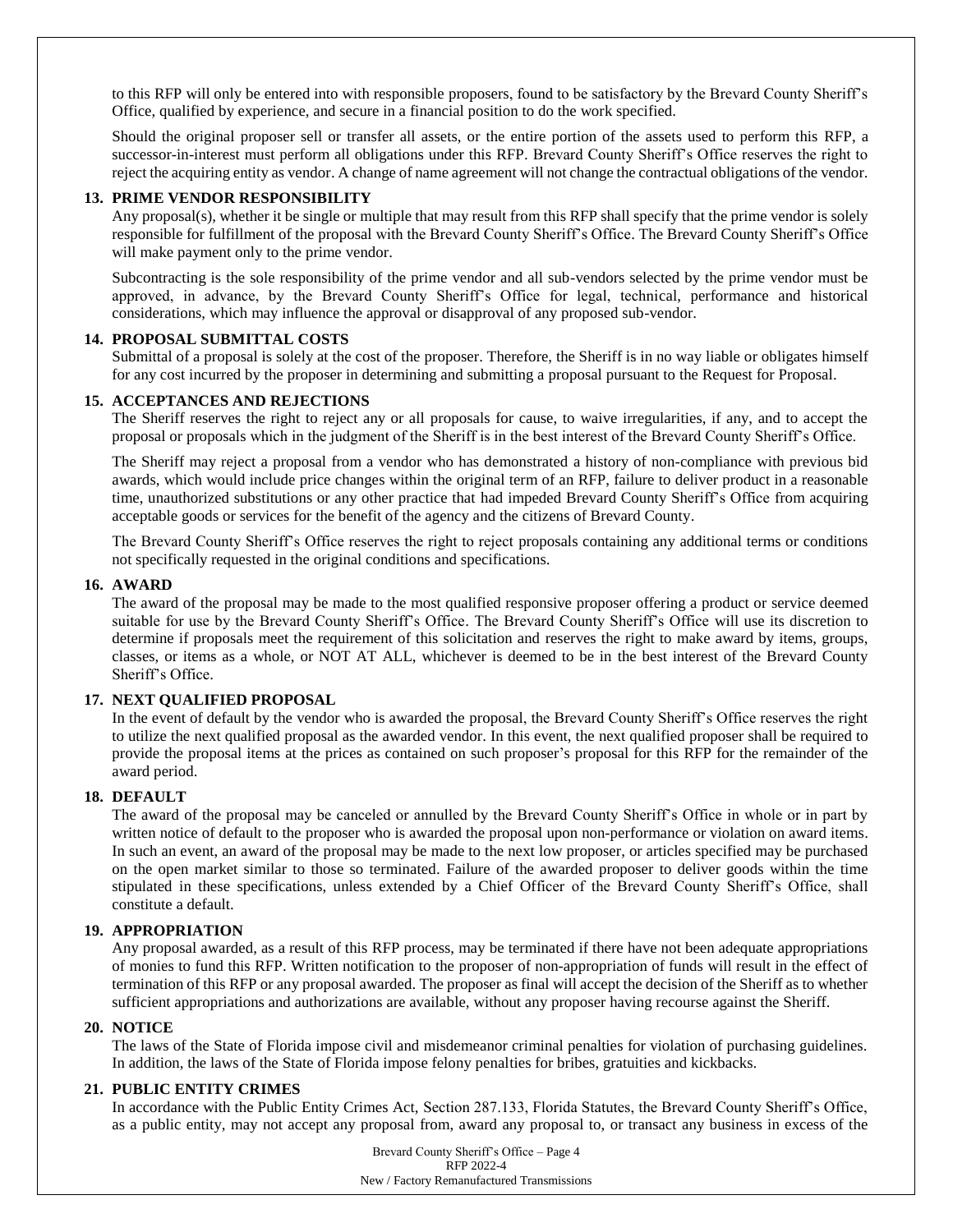to this RFP will only be entered into with responsible proposers, found to be satisfactory by the Brevard County Sheriff's Office, qualified by experience, and secure in a financial position to do the work specified.

Should the original proposer sell or transfer all assets, or the entire portion of the assets used to perform this RFP, a successor-in-interest must perform all obligations under this RFP. Brevard County Sheriff's Office reserves the right to reject the acquiring entity as vendor. A change of name agreement will not change the contractual obligations of the vendor.

**13. PRIME VENDOR RESPONSIBILITY**

Any proposal(s), whether it be single or multiple that may result from this RFP shall specify that the prime vendor is solely responsible for fulfillment of the proposal with the Brevard County Sheriff's Office. The Brevard County Sheriff's Office will make payment only to the prime vendor.

Subcontracting is the sole responsibility of the prime vendor and all sub-vendors selected by the prime vendor must be approved, in advance, by the Brevard County Sheriff's Office for legal, technical, performance and historical considerations, which may influence the approval or disapproval of any proposed sub-vendor.

**14. PROPOSAL SUBMITTAL COSTS**

Submittal of a proposal is solely at the cost of the proposer. Therefore, the Sheriff is in no way liable or obligates himself for any cost incurred by the proposer in determining and submitting a proposal pursuant to the Request for Proposal.

**15. ACCEPTANCES AND REJECTIONS**

The Sheriff reserves the right to reject any or all proposals for cause, to waive irregularities, if any, and to accept the proposal or proposals which in the judgment of the Sheriff is in the best interest of the Brevard County Sheriff's Office.

The Sheriff may reject a proposal from a vendor who has demonstrated a history of non-compliance with previous bid awards, which would include price changes within the original term of an RFP, failure to deliver product in a reasonable time, unauthorized substitutions or any other practice that had impeded Brevard County Sheriff's Office from acquiring acceptable goods or services for the benefit of the agency and the citizens of Brevard County.

The Brevard County Sheriff's Office reserves the right to reject proposals containing any additional terms or conditions not specifically requested in the original conditions and specifications.

**16. AWARD**

The award of the proposal may be made to the most qualified responsive proposer offering a product or service deemed suitable for use by the Brevard County Sheriff's Office. The Brevard County Sheriff's Office will use its discretion to determine if proposals meet the requirement of this solicitation and reserves the right to make award by items, groups, classes, or items as a whole, or NOT AT ALL, whichever is deemed to be in the best interest of the Brevard County Sheriff's Office.

**17. NEXT QUALIFIED PROPOSAL**

In the event of default by the vendor who is awarded the proposal, the Brevard County Sheriff's Office reserves the right to utilize the next qualified proposal as the awarded vendor. In this event, the next qualified proposer shall be required to provide the proposal items at the prices as contained on such proposer's proposal for this RFP for the remainder of the award period.

**18. DEFAULT**

The award of the proposal may be canceled or annulled by the Brevard County Sheriff's Office in whole or in part by written notice of default to the proposer who is awarded the proposal upon non-performance or violation on award items. In such an event, an award of the proposal may be made to the next low proposer, or articles specified may be purchased on the open market similar to those so terminated. Failure of the awarded proposer to deliver goods within the time stipulated in these specifications, unless extended by a Chief Officer of the Brevard County Sheriff's Office, shall constitute a default.

**19. APPROPRIATION**

Any proposal awarded, as a result of this RFP process, may be terminated if there have not been adequate appropriations of monies to fund this RFP. Written notification to the proposer of non-appropriation of funds will result in the effect of termination of this RFP or any proposal awarded. The proposer as final will accept the decision of the Sheriff as to whether sufficient appropriations and authorizations are available, without any proposer having recourse against the Sheriff.

**20. NOTICE**

The laws of the State of Florida impose civil and misdemeanor criminal penalties for violation of purchasing guidelines. In addition, the laws of the State of Florida impose felony penalties for bribes, gratuities and kickbacks.

**21. PUBLIC ENTITY CRIMES**

In accordance with the Public Entity Crimes Act, Section 287.133, Florida Statutes, the Brevard County Sheriff's Office, as a public entity, may not accept any proposal from, award any proposal to, or transact any business in excess of the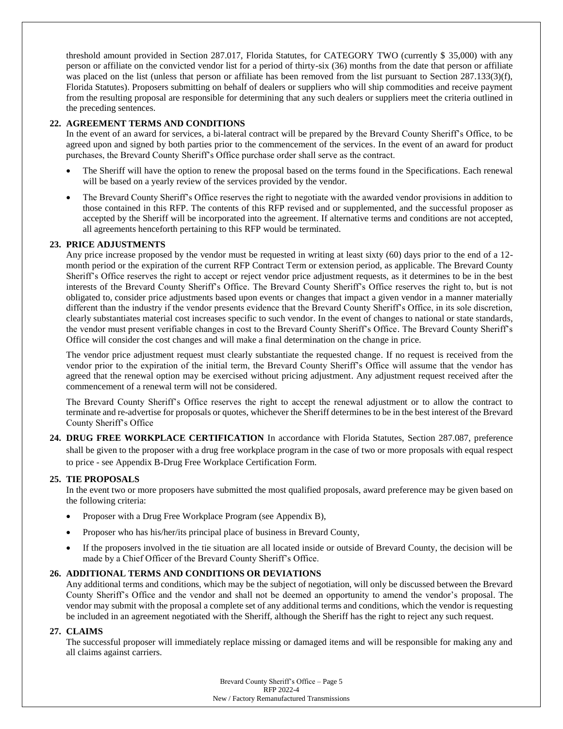threshold amount provided in Section 287.017, Florida Statutes, for CATEGORY TWO (currently $ 35,000) with any person or affiliate on the convicted vendor list for a period of thirty-six (36) months from the date that person or affiliate was placed on the list (unless that person or affiliate has been removed from the list pursuant to Section 287.133(3)(f), Florida Statutes). Proposers submitting on behalf of dealers or suppliers who will ship commodities and receive payment from the resulting proposal are responsible for determining that any such dealers or suppliers meet the criteria outlined in the preceding sentences.

**22. AGREEMENT TERMS AND CONDITIONS**

In the event of an award for services, a bi-lateral contract will be prepared by the Brevard County Sheriff's Office, to be agreed upon and signed by both parties prior to the commencement of the services. In the event of an award for product purchases, the Brevard County Sheriff's Office purchase order shall serve as the contract.

- The Sheriff will have the option to renew the proposal based on the terms found in the Specifications. Each renewal will be based on a yearly review of the services provided by the vendor.
- The Brevard County Sheriff's Office reserves the right to negotiate with the awarded vendor provisions in addition to those contained in this RFP. The contents of this RFP revised and or supplemented, and the successful proposer as accepted by the Sheriff will be incorporated into the agreement. If alternative terms and conditions are not accepted, all agreements henceforth pertaining to this RFP would be terminated.

**23. PRICE ADJUSTMENTS**

Any price increase proposed by the vendor must be requested in writing at least sixty (60) days prior to the end of a 12-month period or the expiration of the current RFP Contract Term or extension period, as applicable. The Brevard County Sheriff's Office reserves the right to accept or reject vendor price adjustment requests, as it determines to be in the best interests of the Brevard County Sheriff's Office. The Brevard County Sheriff's Office reserves the right to, but is not obligated to, consider price adjustments based upon events or changes that impact a given vendor in a manner materially different than the industry if the vendor presents evidence that the Brevard County Sheriff's Office, in its sole discretion, clearly substantiates material cost increases specific to such vendor. In the event of changes to national or state standards, the vendor must present verifiable changes in cost to the Brevard County Sheriff's Office. The Brevard County Sheriff's Office will consider the cost changes and will make a final determination on the change in price.

The vendor price adjustment request must clearly substantiate the requested change. If no request is received from the vendor prior to the expiration of the initial term, the Brevard County Sheriff's Office will assume that the vendor has agreed that the renewal option may be exercised without pricing adjustment. Any adjustment request received after the commencement of a renewal term will not be considered.

The Brevard County Sheriff's Office reserves the right to accept the renewal adjustment or to allow the contract to terminate and re-advertise for proposals or quotes, whichever the Sheriff determines to be in the best interest of the Brevard County Sheriff's Office

**24. DRUG FREE WORKPLACE CERTIFICATION** In accordance with Florida Statutes, Section 287.087, preference shall be given to the proposer with a drug free workplace program in the case of two or more proposals with equal respect to price - see Appendix B-Drug Free Workplace Certification Form.

**25. TIE PROPOSALS**

In the event two or more proposers have submitted the most qualified proposals, award preference may be given based on the following criteria:

- Proposer with a Drug Free Workplace Program (see Appendix B),
- Proposer who has his/her/its principal place of business in Brevard County,
- If the proposers involved in the tie situation are all located inside or outside of Brevard County, the decision will be made by a Chief Officer of the Brevard County Sheriff's Office.

**26. ADDITIONAL TERMS AND CONDITIONS OR DEVIATIONS**

Any additional terms and conditions, which may be the subject of negotiation, will only be discussed between the Brevard County Sheriff's Office and the vendor and shall not be deemed an opportunity to amend the vendor's proposal. The vendor may submit with the proposal a complete set of any additional terms and conditions, which the vendor is requesting be included in an agreement negotiated with the Sheriff, although the Sheriff has the right to reject any such request.

**27. CLAIMS**

The successful proposer will immediately replace missing or damaged items and will be responsible for making any and all claims against carriers.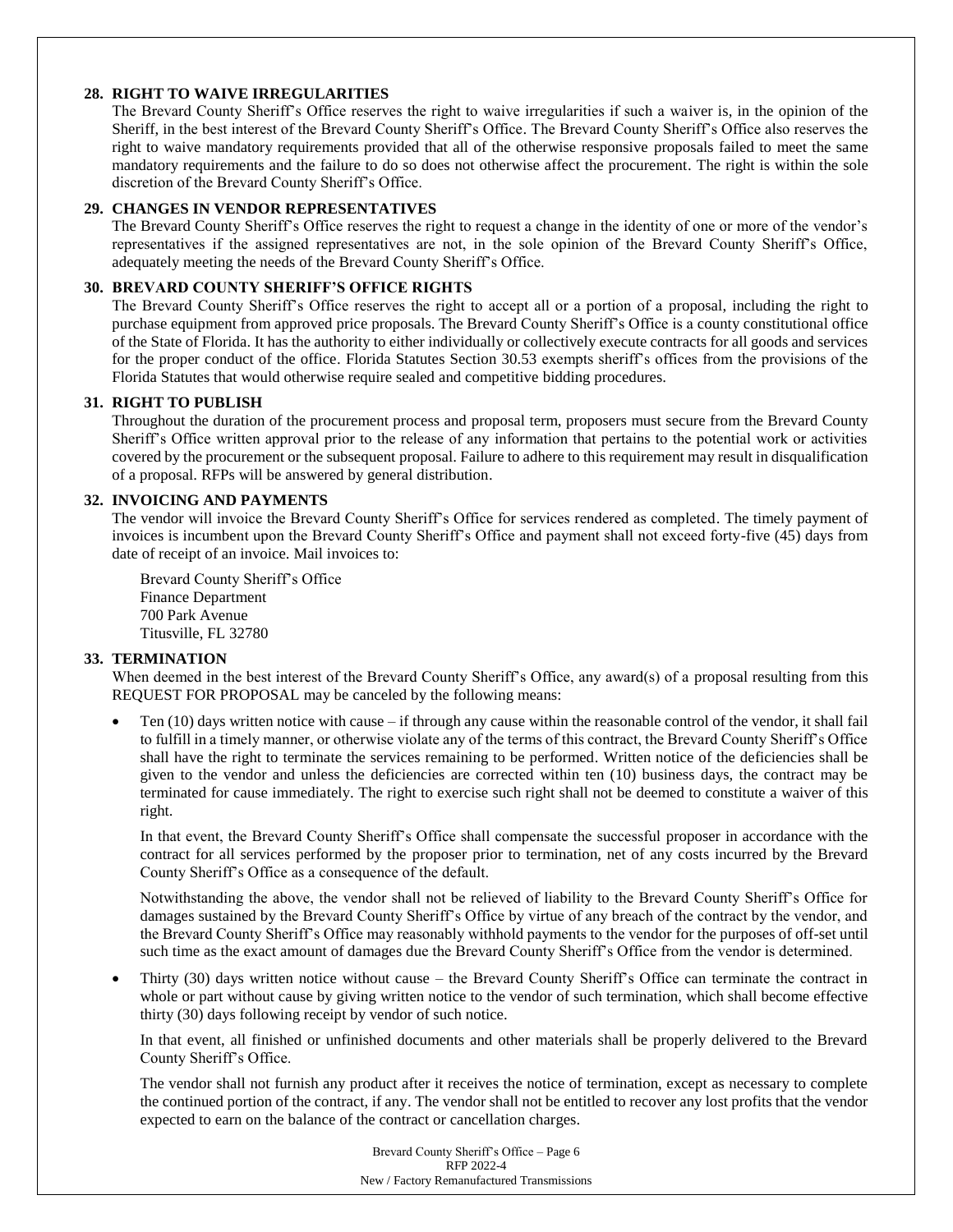**28. RIGHT TO WAIVE IRREGULARITIES**

The Brevard County Sheriff's Office reserves the right to waive irregularities if such a waiver is, in the opinion of the Sheriff, in the best interest of the Brevard County Sheriff's Office. The Brevard County Sheriff's Office also reserves the right to waive mandatory requirements provided that all of the otherwise responsive proposals failed to meet the same mandatory requirements and the failure to do so does not otherwise affect the procurement. The right is within the sole discretion of the Brevard County Sheriff's Office.

**29. CHANGES IN VENDOR REPRESENTATIVES**

The Brevard County Sheriff's Office reserves the right to request a change in the identity of one or more of the vendor's representatives if the assigned representatives are not, in the sole opinion of the Brevard County Sheriff's Office, adequately meeting the needs of the Brevard County Sheriff's Office.

**30. BREVARD COUNTY SHERIFF'S OFFICE RIGHTS**

The Brevard County Sheriff's Office reserves the right to accept all or a portion of a proposal, including the right to purchase equipment from approved price proposals. The Brevard County Sheriff's Office is a county constitutional office of the State of Florida. It has the authority to either individually or collectively execute contracts for all goods and services for the proper conduct of the office. Florida Statutes Section 30.53 exempts sheriff's offices from the provisions of the Florida Statutes that would otherwise require sealed and competitive bidding procedures.

**31. RIGHT TO PUBLISH**

Throughout the duration of the procurement process and proposal term, proposers must secure from the Brevard County Sheriff's Office written approval prior to the release of any information that pertains to the potential work or activities covered by the procurement or the subsequent proposal. Failure to adhere to this requirement may result in disqualification of a proposal. RFPs will be answered by general distribution.

**32. INVOICING AND PAYMENTS**

The vendor will invoice the Brevard County Sheriff's Office for services rendered as completed. The timely payment of invoices is incumbent upon the Brevard County Sheriff's Office and payment shall not exceed forty-five (45) days from date of receipt of an invoice. Mail invoices to:

Brevard County Sheriff's Office
Finance Department
700 Park Avenue
Titusville, FL 32780

**33. TERMINATION**

When deemed in the best interest of the Brevard County Sheriff's Office, any award(s) of a proposal resulting from this REQUEST FOR PROPOSAL may be canceled by the following means:

- Ten (10) days written notice with cause – if through any cause within the reasonable control of the vendor, it shall fail to fulfill in a timely manner, or otherwise violate any of the terms of this contract, the Brevard County Sheriff's Office shall have the right to terminate the services remaining to be performed. Written notice of the deficiencies shall be given to the vendor and unless the deficiencies are corrected within ten (10) business days, the contract may be terminated for cause immediately. The right to exercise such right shall not be deemed to constitute a waiver of this right.

  In that event, the Brevard County Sheriff's Office shall compensate the successful proposer in accordance with the contract for all services performed by the proposer prior to termination, net of any costs incurred by the Brevard County Sheriff's Office as a consequence of the default.

  Notwithstanding the above, the vendor shall not be relieved of liability to the Brevard County Sheriff's Office for damages sustained by the Brevard County Sheriff's Office by virtue of any breach of the contract by the vendor, and the Brevard County Sheriff's Office may reasonably withhold payments to the vendor for the purposes of off-set until such time as the exact amount of damages due the Brevard County Sheriff's Office from the vendor is determined.

- Thirty (30) days written notice without cause – the Brevard County Sheriff's Office can terminate the contract in whole or part without cause by giving written notice to the vendor of such termination, which shall become effective thirty (30) days following receipt by vendor of such notice.

  In that event, all finished or unfinished documents and other materials shall be properly delivered to the Brevard County Sheriff's Office.

  The vendor shall not furnish any product after it receives the notice of termination, except as necessary to complete the continued portion of the contract, if any. The vendor shall not be entitled to recover any lost profits that the vendor expected to earn on the balance of the contract or cancellation charges.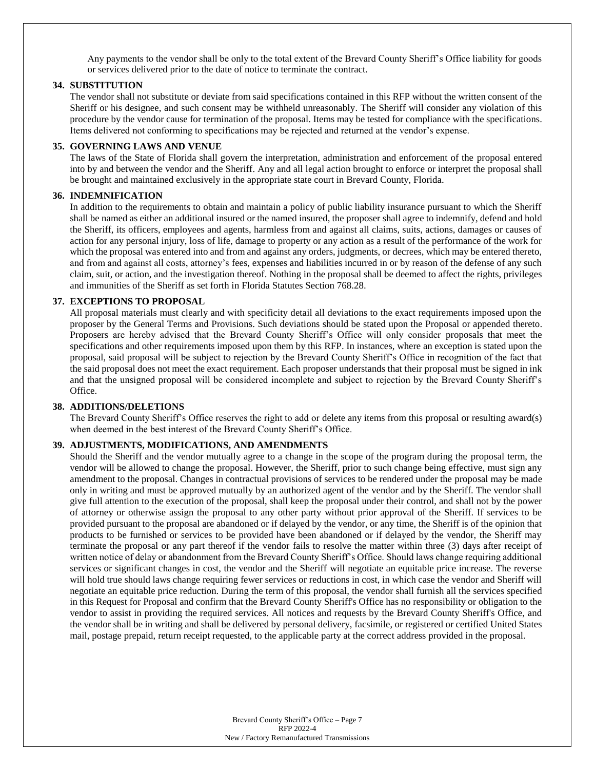Any payments to the vendor shall be only to the total extent of the Brevard County Sheriff's Office liability for goods or services delivered prior to the date of notice to terminate the contract.

**34. SUBSTITUTION**

The vendor shall not substitute or deviate from said specifications contained in this RFP without the written consent of the Sheriff or his designee, and such consent may be withheld unreasonably. The Sheriff will consider any violation of this procedure by the vendor cause for termination of the proposal. Items may be tested for compliance with the specifications. Items delivered not conforming to specifications may be rejected and returned at the vendor's expense.

**35. GOVERNING LAWS AND VENUE**

The laws of the State of Florida shall govern the interpretation, administration and enforcement of the proposal entered into by and between the vendor and the Sheriff. Any and all legal action brought to enforce or interpret the proposal shall be brought and maintained exclusively in the appropriate state court in Brevard County, Florida.

**36. INDEMNIFICATION**

In addition to the requirements to obtain and maintain a policy of public liability insurance pursuant to which the Sheriff shall be named as either an additional insured or the named insured, the proposer shall agree to indemnify, defend and hold the Sheriff, its officers, employees and agents, harmless from and against all claims, suits, actions, damages or causes of action for any personal injury, loss of life, damage to property or any action as a result of the performance of the work for which the proposal was entered into and from and against any orders, judgments, or decrees, which may be entered thereto, and from and against all costs, attorney's fees, expenses and liabilities incurred in or by reason of the defense of any such claim, suit, or action, and the investigation thereof. Nothing in the proposal shall be deemed to affect the rights, privileges and immunities of the Sheriff as set forth in Florida Statutes Section 768.28.

**37. EXCEPTIONS TO PROPOSAL**

All proposal materials must clearly and with specificity detail all deviations to the exact requirements imposed upon the proposer by the General Terms and Provisions. Such deviations should be stated upon the Proposal or appended thereto. Proposers are hereby advised that the Brevard County Sheriff's Office will only consider proposals that meet the specifications and other requirements imposed upon them by this RFP. In instances, where an exception is stated upon the proposal, said proposal will be subject to rejection by the Brevard County Sheriff's Office in recognition of the fact that the said proposal does not meet the exact requirement. Each proposer understands that their proposal must be signed in ink and that the unsigned proposal will be considered incomplete and subject to rejection by the Brevard County Sheriff's Office.

**38. ADDITIONS/DELETIONS**

The Brevard County Sheriff's Office reserves the right to add or delete any items from this proposal or resulting award(s) when deemed in the best interest of the Brevard County Sheriff's Office.

**39. ADJUSTMENTS, MODIFICATIONS, AND AMENDMENTS**

Should the Sheriff and the vendor mutually agree to a change in the scope of the program during the proposal term, the vendor will be allowed to change the proposal. However, the Sheriff, prior to such change being effective, must sign any amendment to the proposal. Changes in contractual provisions of services to be rendered under the proposal may be made only in writing and must be approved mutually by an authorized agent of the vendor and by the Sheriff. The vendor shall give full attention to the execution of the proposal, shall keep the proposal under their control, and shall not by the power of attorney or otherwise assign the proposal to any other party without prior approval of the Sheriff. If services to be provided pursuant to the proposal are abandoned or if delayed by the vendor, or any time, the Sheriff is of the opinion that products to be furnished or services to be provided have been abandoned or if delayed by the vendor, the Sheriff may terminate the proposal or any part thereof if the vendor fails to resolve the matter within three (3) days after receipt of written notice of delay or abandonment from the Brevard County Sheriff's Office. Should laws change requiring additional services or significant changes in cost, the vendor and the Sheriff will negotiate an equitable price increase. The reverse will hold true should laws change requiring fewer services or reductions in cost, in which case the vendor and Sheriff will negotiate an equitable price reduction. During the term of this proposal, the vendor shall furnish all the services specified in this Request for Proposal and confirm that the Brevard County Sheriff's Office has no responsibility or obligation to the vendor to assist in providing the required services. All notices and requests by the Brevard County Sheriff's Office, and the vendor shall be in writing and shall be delivered by personal delivery, facsimile, or registered or certified United States mail, postage prepaid, return receipt requested, to the applicable party at the correct address provided in the proposal.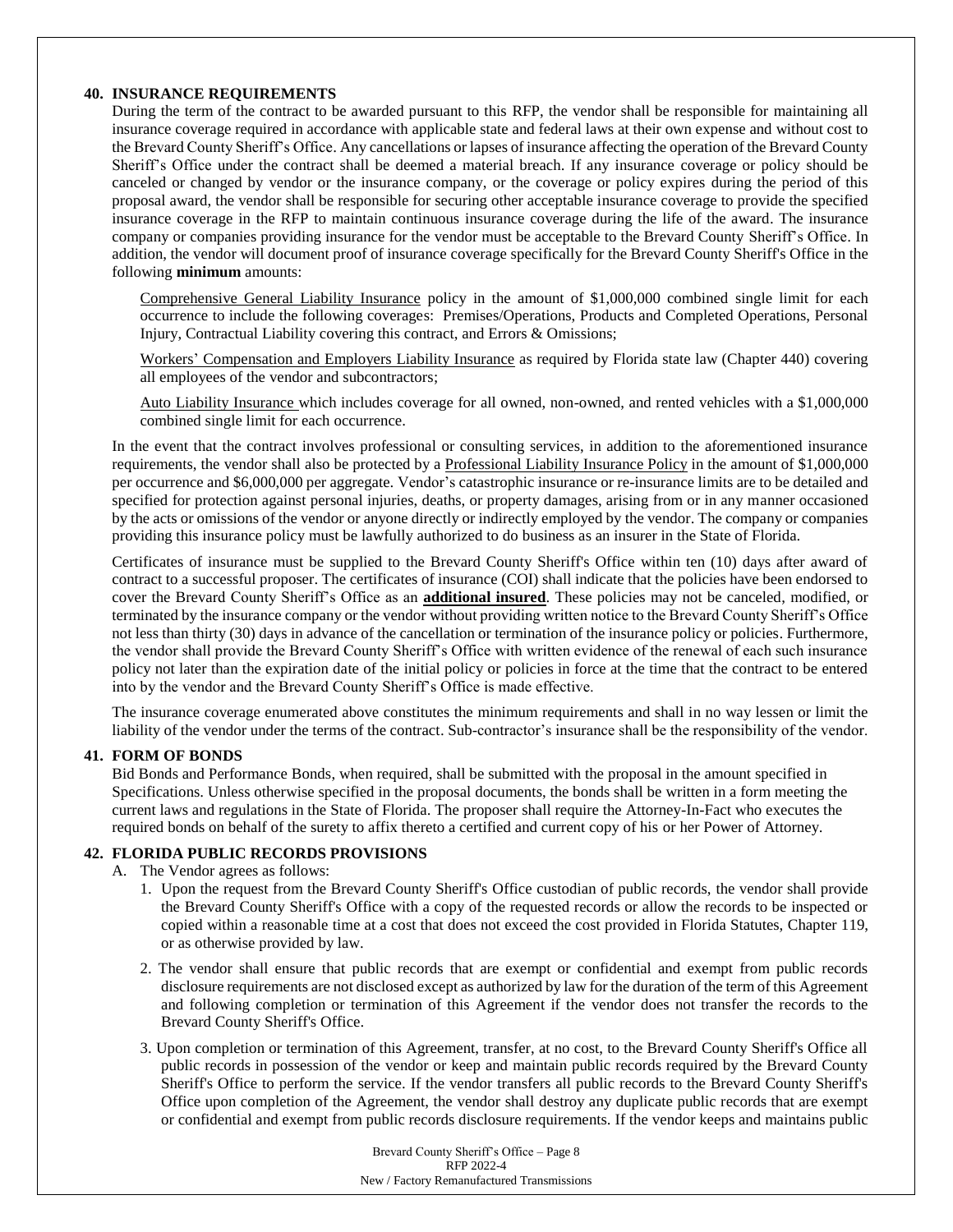## 40. INSURANCE REQUIREMENTS

During the term of the contract to be awarded pursuant to this RFP, the vendor shall be responsible for maintaining all insurance coverage required in accordance with applicable state and federal laws at their own expense and without cost to the Brevard County Sheriff's Office. Any cancellations or lapses of insurance affecting the operation of the Brevard County Sheriff's Office under the contract shall be deemed a material breach. If any insurance coverage or policy should be canceled or changed by vendor or the insurance company, or the coverage or policy expires during the period of this proposal award, the vendor shall be responsible for securing other acceptable insurance coverage to provide the specified insurance coverage in the RFP to maintain continuous insurance coverage during the life of the award. The insurance company or companies providing insurance for the vendor must be acceptable to the Brevard County Sheriff's Office. In addition, the vendor will document proof of insurance coverage specifically for the Brevard County Sheriff's Office in the following **minimum** amounts:

Comprehensive General Liability Insurance policy in the amount of $1,000,000 combined single limit for each occurrence to include the following coverages: Premises/Operations, Products and Completed Operations, Personal Injury, Contractual Liability covering this contract, and Errors & Omissions;

Workers' Compensation and Employers Liability Insurance as required by Florida state law (Chapter 440) covering all employees of the vendor and subcontractors;

Auto Liability Insurance which includes coverage for all owned, non-owned, and rented vehicles with a $1,000,000 combined single limit for each occurrence.

In the event that the contract involves professional or consulting services, in addition to the aforementioned insurance requirements, the vendor shall also be protected by a Professional Liability Insurance Policy in the amount of $1,000,000 per occurrence and $6,000,000 per aggregate. Vendor's catastrophic insurance or re-insurance limits are to be detailed and specified for protection against personal injuries, deaths, or property damages, arising from or in any manner occasioned by the acts or omissions of the vendor or anyone directly or indirectly employed by the vendor. The company or companies providing this insurance policy must be lawfully authorized to do business as an insurer in the State of Florida.

Certificates of insurance must be supplied to the Brevard County Sheriff's Office within ten (10) days after award of contract to a successful proposer. The certificates of insurance (COI) shall indicate that the policies have been endorsed to cover the Brevard County Sheriff's Office as an **additional insured**. These policies may not be canceled, modified, or terminated by the insurance company or the vendor without providing written notice to the Brevard County Sheriff's Office not less than thirty (30) days in advance of the cancellation or termination of the insurance policy or policies. Furthermore, the vendor shall provide the Brevard County Sheriff's Office with written evidence of the renewal of each such insurance policy not later than the expiration date of the initial policy or policies in force at the time that the contract to be entered into by the vendor and the Brevard County Sheriff's Office is made effective.

The insurance coverage enumerated above constitutes the minimum requirements and shall in no way lessen or limit the liability of the vendor under the terms of the contract. Sub-contractor's insurance shall be the responsibility of the vendor.

## 41. FORM OF BONDS

Bid Bonds and Performance Bonds, when required, shall be submitted with the proposal in the amount specified in Specifications. Unless otherwise specified in the proposal documents, the bonds shall be written in a form meeting the current laws and regulations in the State of Florida. The proposer shall require the Attorney-In-Fact who executes the required bonds on behalf of the surety to affix thereto a certified and current copy of his or her Power of Attorney.

## 42. FLORIDA PUBLIC RECORDS PROVISIONS

A. The Vendor agrees as follows:

1. Upon the request from the Brevard County Sheriff's Office custodian of public records, the vendor shall provide the Brevard County Sheriff's Office with a copy of the requested records or allow the records to be inspected or copied within a reasonable time at a cost that does not exceed the cost provided in Florida Statutes, Chapter 119, or as otherwise provided by law.

2. The vendor shall ensure that public records that are exempt or confidential and exempt from public records disclosure requirements are not disclosed except as authorized by law for the duration of the term of this Agreement and following completion or termination of this Agreement if the vendor does not transfer the records to the Brevard County Sheriff's Office.

3. Upon completion or termination of this Agreement, transfer, at no cost, to the Brevard County Sheriff's Office all public records in possession of the vendor or keep and maintain public records required by the Brevard County Sheriff's Office to perform the service. If the vendor transfers all public records to the Brevard County Sheriff's Office upon completion of the Agreement, the vendor shall destroy any duplicate public records that are exempt or confidential and exempt from public records disclosure requirements. If the vendor keeps and maintains public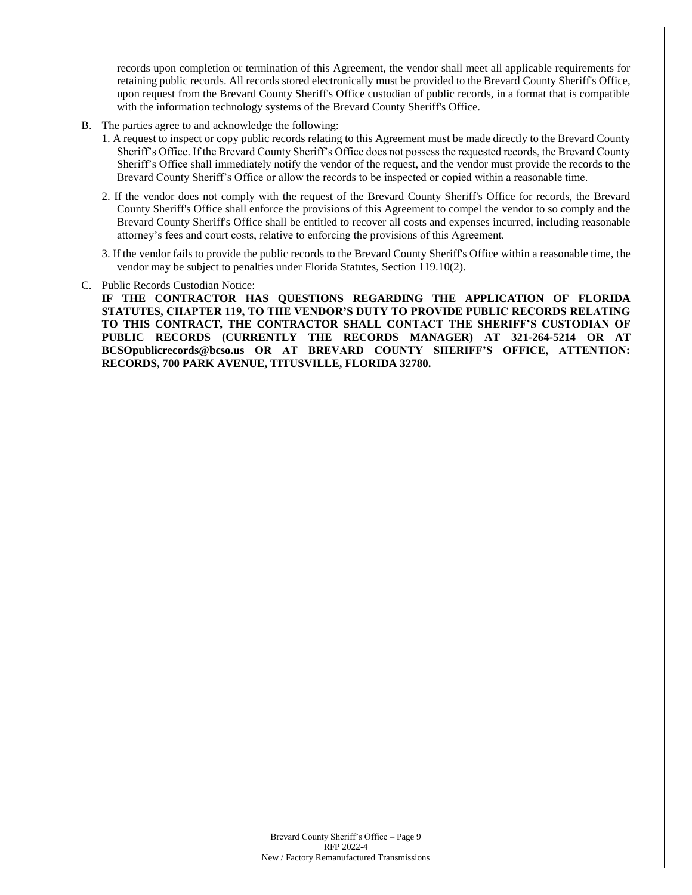records upon completion or termination of this Agreement, the vendor shall meet all applicable requirements for retaining public records. All records stored electronically must be provided to the Brevard County Sheriff's Office, upon request from the Brevard County Sheriff's Office custodian of public records, in a format that is compatible with the information technology systems of the Brevard County Sheriff's Office.

B. The parties agree to and acknowledge the following:
   1. A request to inspect or copy public records relating to this Agreement must be made directly to the Brevard County Sheriff's Office. If the Brevard County Sheriff's Office does not possess the requested records, the Brevard County Sheriff's Office shall immediately notify the vendor of the request, and the vendor must provide the records to the Brevard County Sheriff's Office or allow the records to be inspected or copied within a reasonable time.
   2. If the vendor does not comply with the request of the Brevard County Sheriff's Office for records, the Brevard County Sheriff's Office shall enforce the provisions of this Agreement to compel the vendor to so comply and the Brevard County Sheriff's Office shall be entitled to recover all costs and expenses incurred, including reasonable attorney's fees and court costs, relative to enforcing the provisions of this Agreement.
   3. If the vendor fails to provide the public records to the Brevard County Sheriff's Office within a reasonable time, the vendor may be subject to penalties under Florida Statutes, Section 119.10(2).

C. Public Records Custodian Notice:
   **IF THE CONTRACTOR HAS QUESTIONS REGARDING THE APPLICATION OF FLORIDA STATUTES, CHAPTER 119, TO THE VENDOR'S DUTY TO PROVIDE PUBLIC RECORDS RELATING TO THIS CONTRACT, THE CONTRACTOR SHALL CONTACT THE SHERIFF'S CUSTODIAN OF PUBLIC RECORDS (CURRENTLY THE RECORDS MANAGER) AT 321-264-5214 OR AT BCSOpublicrecords@bcso.us OR AT BREVARD COUNTY SHERIFF'S OFFICE, ATTENTION: RECORDS, 700 PARK AVENUE, TITUSVILLE, FLORIDA 32780.**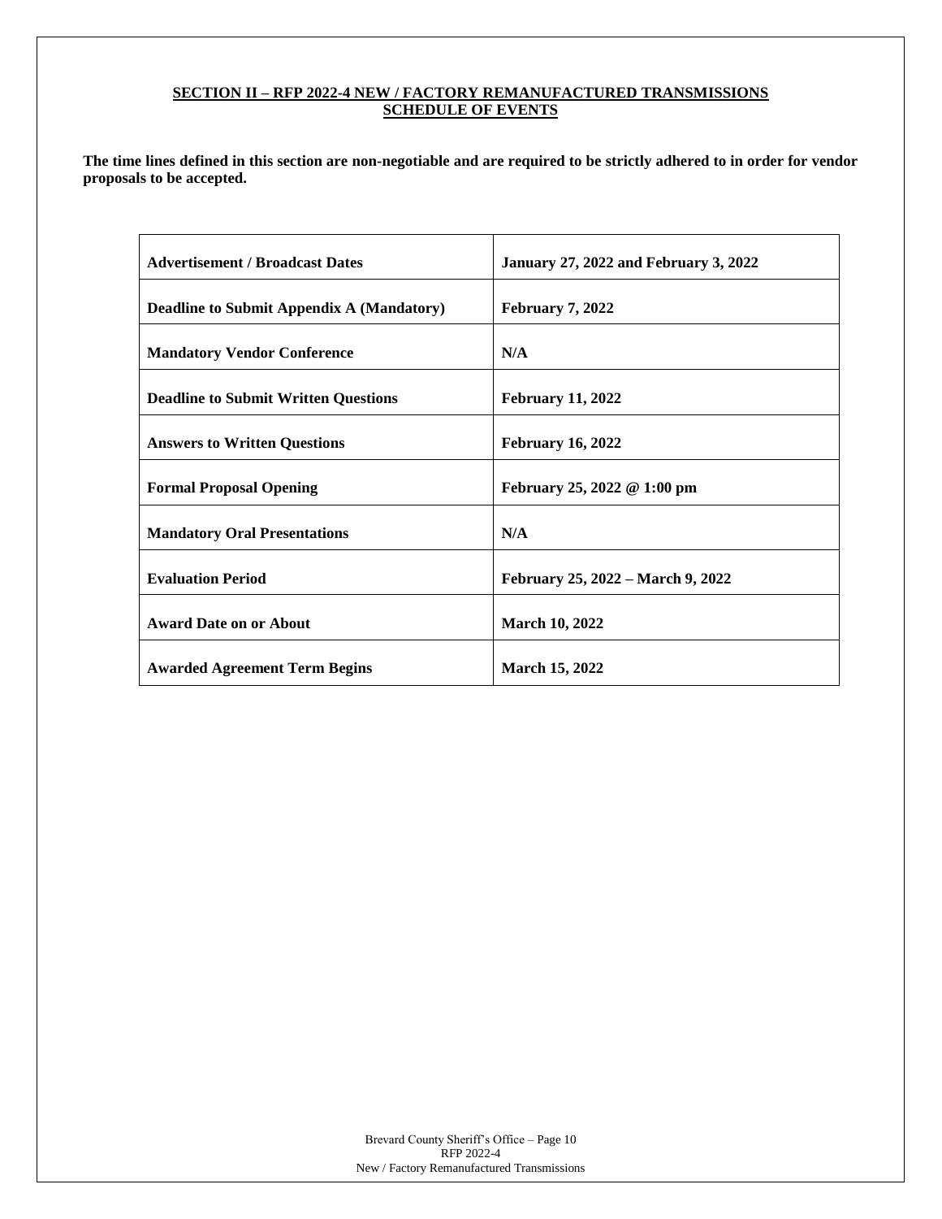## SECTION II – RFP 2022-4 NEW / FACTORY REMANUFACTURED TRANSMISSIONS SCHEDULE OF EVENTS

**The time lines defined in this section are non-negotiable and are required to be strictly adhered to in order for vendor proposals to be accepted.**

| | |
|---|---|
| **Advertisement / Broadcast Dates** | **January 27, 2022 and February 3, 2022** |
| **Deadline to Submit Appendix A (Mandatory)** | **February 7, 2022** |
| **Mandatory Vendor Conference** | **N/A** |
| **Deadline to Submit Written Questions** | **February 11, 2022** |
| **Answers to Written Questions** | **February 16, 2022** |
| **Formal Proposal Opening** | **February 25, 2022 @ 1:00 pm** |
| **Mandatory Oral Presentations** | **N/A** |
| **Evaluation Period** | **February 25, 2022 – March 9, 2022** |
| **Award Date on or About** | **March 10, 2022** |
| **Awarded Agreement Term Begins** | **March 15, 2022** |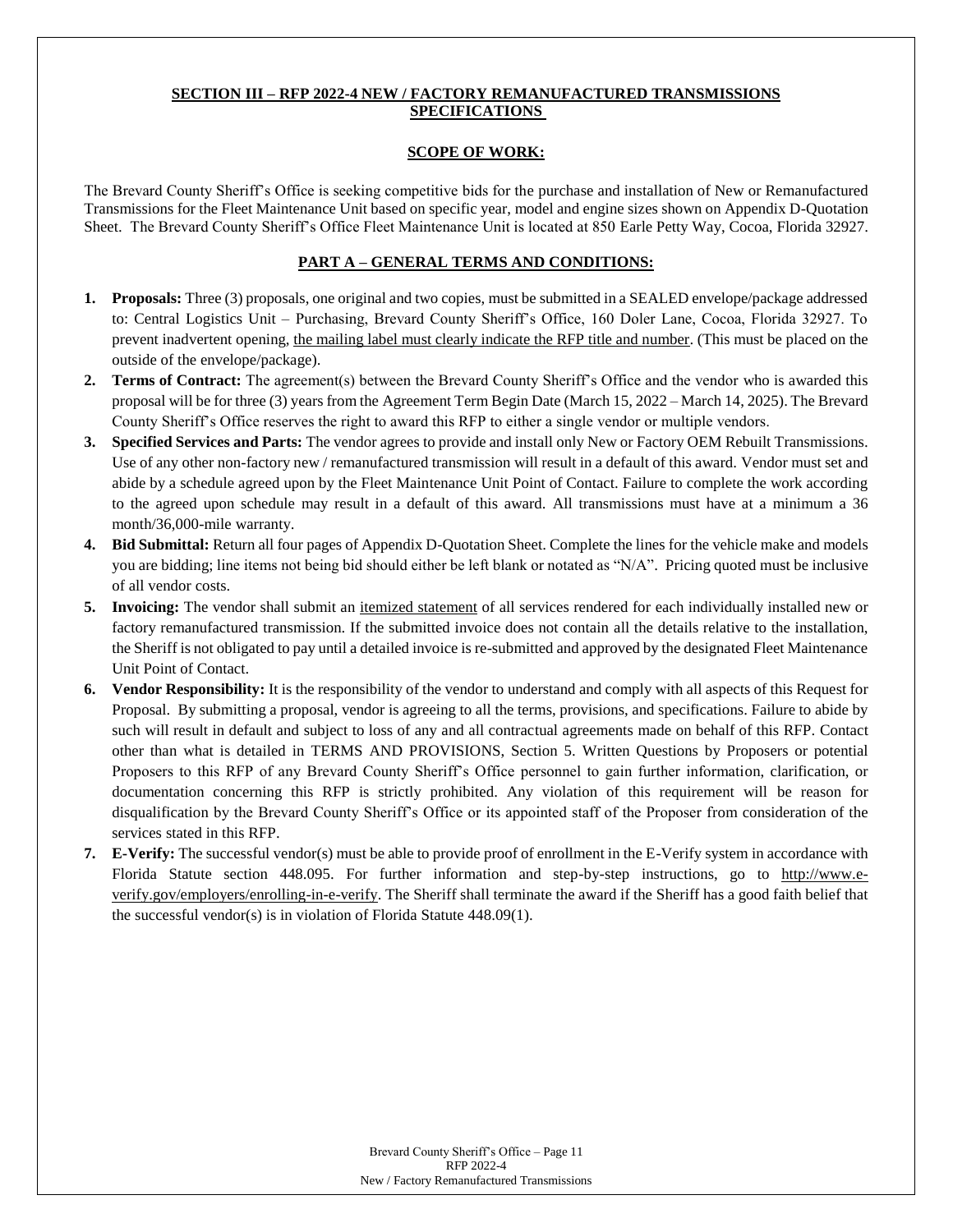## SECTION III – RFP 2022-4 NEW / FACTORY REMANUFACTURED TRANSMISSIONS SPECIFICATIONS

### SCOPE OF WORK:

The Brevard County Sheriff's Office is seeking competitive bids for the purchase and installation of New or Remanufactured Transmissions for the Fleet Maintenance Unit based on specific year, model and engine sizes shown on Appendix D-Quotation Sheet. The Brevard County Sheriff's Office Fleet Maintenance Unit is located at 850 Earle Petty Way, Cocoa, Florida 32927.

### PART A – GENERAL TERMS AND CONDITIONS:

1. **Proposals:** Three (3) proposals, one original and two copies, must be submitted in a SEALED envelope/package addressed to: Central Logistics Unit – Purchasing, Brevard County Sheriff's Office, 160 Doler Lane, Cocoa, Florida 32927. To prevent inadvertent opening, the mailing label must clearly indicate the RFP title and number. (This must be placed on the outside of the envelope/package).
2. **Terms of Contract:** The agreement(s) between the Brevard County Sheriff's Office and the vendor who is awarded this proposal will be for three (3) years from the Agreement Term Begin Date (March 15, 2022 – March 14, 2025). The Brevard County Sheriff's Office reserves the right to award this RFP to either a single vendor or multiple vendors.
3. **Specified Services and Parts:** The vendor agrees to provide and install only New or Factory OEM Rebuilt Transmissions. Use of any other non-factory new / remanufactured transmission will result in a default of this award. Vendor must set and abide by a schedule agreed upon by the Fleet Maintenance Unit Point of Contact. Failure to complete the work according to the agreed upon schedule may result in a default of this award. All transmissions must have at a minimum a 36 month/36,000-mile warranty.
4. **Bid Submittal:** Return all four pages of Appendix D-Quotation Sheet. Complete the lines for the vehicle make and models you are bidding; line items not being bid should either be left blank or notated as "N/A". Pricing quoted must be inclusive of all vendor costs.
5. **Invoicing:** The vendor shall submit an itemized statement of all services rendered for each individually installed new or factory remanufactured transmission. If the submitted invoice does not contain all the details relative to the installation, the Sheriff is not obligated to pay until a detailed invoice is re-submitted and approved by the designated Fleet Maintenance Unit Point of Contact.
6. **Vendor Responsibility:** It is the responsibility of the vendor to understand and comply with all aspects of this Request for Proposal. By submitting a proposal, vendor is agreeing to all the terms, provisions, and specifications. Failure to abide by such will result in default and subject to loss of any and all contractual agreements made on behalf of this RFP. Contact other than what is detailed in TERMS AND PROVISIONS, Section 5. Written Questions by Proposers or potential Proposers to this RFP of any Brevard County Sheriff's Office personnel to gain further information, clarification, or documentation concerning this RFP is strictly prohibited. Any violation of this requirement will be reason for disqualification by the Brevard County Sheriff's Office or its appointed staff of the Proposer from consideration of the services stated in this RFP.
7. **E-Verify:** The successful vendor(s) must be able to provide proof of enrollment in the E-Verify system in accordance with Florida Statute section 448.095. For further information and step-by-step instructions, go to http://www.e-verify.gov/employers/enrolling-in-e-verify. The Sheriff shall terminate the award if the Sheriff has a good faith belief that the successful vendor(s) is in violation of Florida Statute 448.09(1).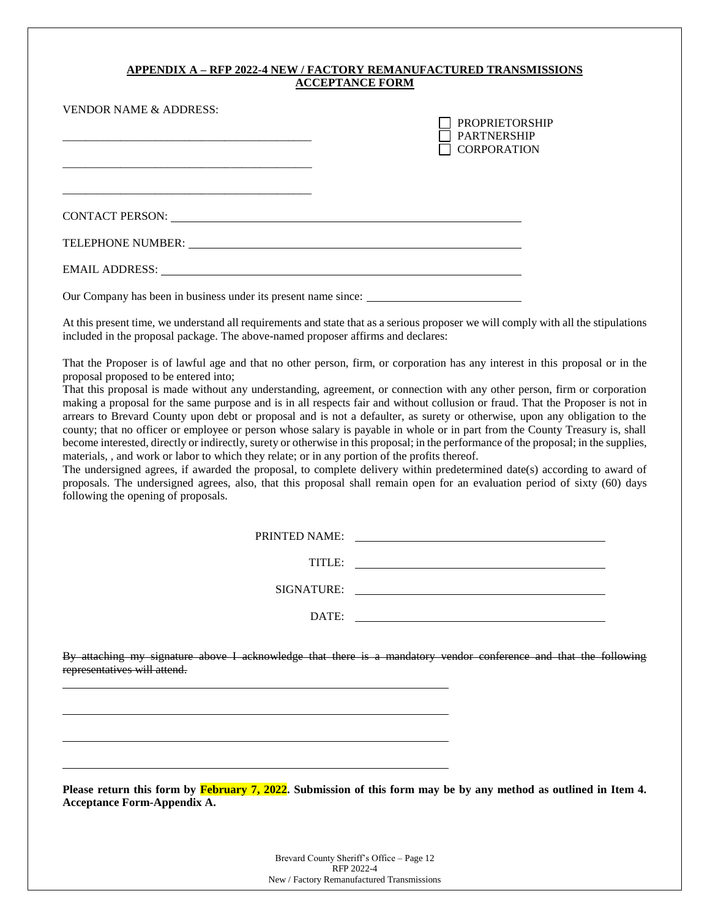**APPENDIX A – RFP 2022-4 NEW / FACTORY REMANUFACTURED TRANSMISSIONS ACCEPTANCE FORM**

VENDOR NAME & ADDRESS:

☐ PROPRIETORSHIP
☐ PARTNERSHIP
☐ CORPORATION

\_\_\_\_\_\_\_\_\_\_\_\_\_\_\_\_\_\_\_\_\_\_\_\_\_\_\_\_\_\_\_\_\_\_\_\_\_\_\_\_\_\_

\_\_\_\_\_\_\_\_\_\_\_\_\_\_\_\_\_\_\_\_\_\_\_\_\_\_\_\_\_\_\_\_\_\_\_\_\_\_\_\_\_\_

\_\_\_\_\_\_\_\_\_\_\_\_\_\_\_\_\_\_\_\_\_\_\_\_\_\_\_\_\_\_\_\_\_\_\_\_\_\_\_\_\_\_

CONTACT PERSON: \_\_\_\_\_\_\_\_\_\_\_\_\_\_\_\_\_\_\_\_\_\_\_\_\_\_\_\_\_\_\_\_\_\_\_\_\_\_\_\_

TELEPHONE NUMBER: \_\_\_\_\_\_\_\_\_\_\_\_\_\_\_\_\_\_\_\_\_\_\_\_\_\_\_\_\_\_\_\_\_\_\_\_\_\_

EMAIL ADDRESS: \_\_\_\_\_\_\_\_\_\_\_\_\_\_\_\_\_\_\_\_\_\_\_\_\_\_\_\_\_\_\_\_\_\_\_\_\_\_\_\_\_

Our Company has been in business under its present name since: \_\_\_\_\_\_\_\_\_\_\_\_\_\_\_\_\_\_

At this present time, we understand all requirements and state that as a serious proposer we will comply with all the stipulations included in the proposal package. The above-named proposer affirms and declares:

That the Proposer is of lawful age and that no other person, firm, or corporation has any interest in this proposal or in the proposal proposed to be entered into;

That this proposal is made without any understanding, agreement, or connection with any other person, firm or corporation making a proposal for the same purpose and is in all respects fair and without collusion or fraud. That the Proposer is not in arrears to Brevard County upon debt or proposal and is not a defaulter, as surety or otherwise, upon any obligation to the county; that no officer or employee or person whose salary is payable in whole or in part from the County Treasury is, shall become interested, directly or indirectly, surety or otherwise in this proposal; in the performance of the proposal; in the supplies, materials, , and work or labor to which they relate; or in any portion of the profits thereof.

The undersigned agrees, if awarded the proposal, to complete delivery within predetermined date(s) according to award of proposals. The undersigned agrees, also, that this proposal shall remain open for an evaluation period of sixty (60) days following the opening of proposals.

PRINTED NAME: \_\_\_\_\_\_\_\_\_\_\_\_\_\_\_\_\_\_\_\_\_\_\_\_\_\_\_\_\_\_\_\_\_\_

TITLE: \_\_\_\_\_\_\_\_\_\_\_\_\_\_\_\_\_\_\_\_\_\_\_\_\_\_\_\_\_\_\_\_\_\_

SIGNATURE: \_\_\_\_\_\_\_\_\_\_\_\_\_\_\_\_\_\_\_\_\_\_\_\_\_\_\_\_\_\_\_\_\_\_

DATE: \_\_\_\_\_\_\_\_\_\_\_\_\_\_\_\_\_\_\_\_\_\_\_\_\_\_\_\_\_\_\_\_\_\_

~~By attaching my signature above I acknowledge that there is a mandatory vendor conference and that the following representatives will attend.~~

\_\_\_\_\_\_\_\_\_\_\_\_\_\_\_\_\_\_\_\_\_\_\_\_\_\_\_\_\_\_\_\_\_\_\_\_\_\_\_\_\_\_\_\_\_\_\_\_\_\_\_\_

\_\_\_\_\_\_\_\_\_\_\_\_\_\_\_\_\_\_\_\_\_\_\_\_\_\_\_\_\_\_\_\_\_\_\_\_\_\_\_\_\_\_\_\_\_\_\_\_\_\_\_\_

\_\_\_\_\_\_\_\_\_\_\_\_\_\_\_\_\_\_\_\_\_\_\_\_\_\_\_\_\_\_\_\_\_\_\_\_\_\_\_\_\_\_\_\_\_\_\_\_\_\_\_\_

\_\_\_\_\_\_\_\_\_\_\_\_\_\_\_\_\_\_\_\_\_\_\_\_\_\_\_\_\_\_\_\_\_\_\_\_\_\_\_\_\_\_\_\_\_\_\_\_\_\_\_\_

**Please return this form by February 7, 2022. Submission of this form may be by any method as outlined in Item 4. Acceptance Form-Appendix A.**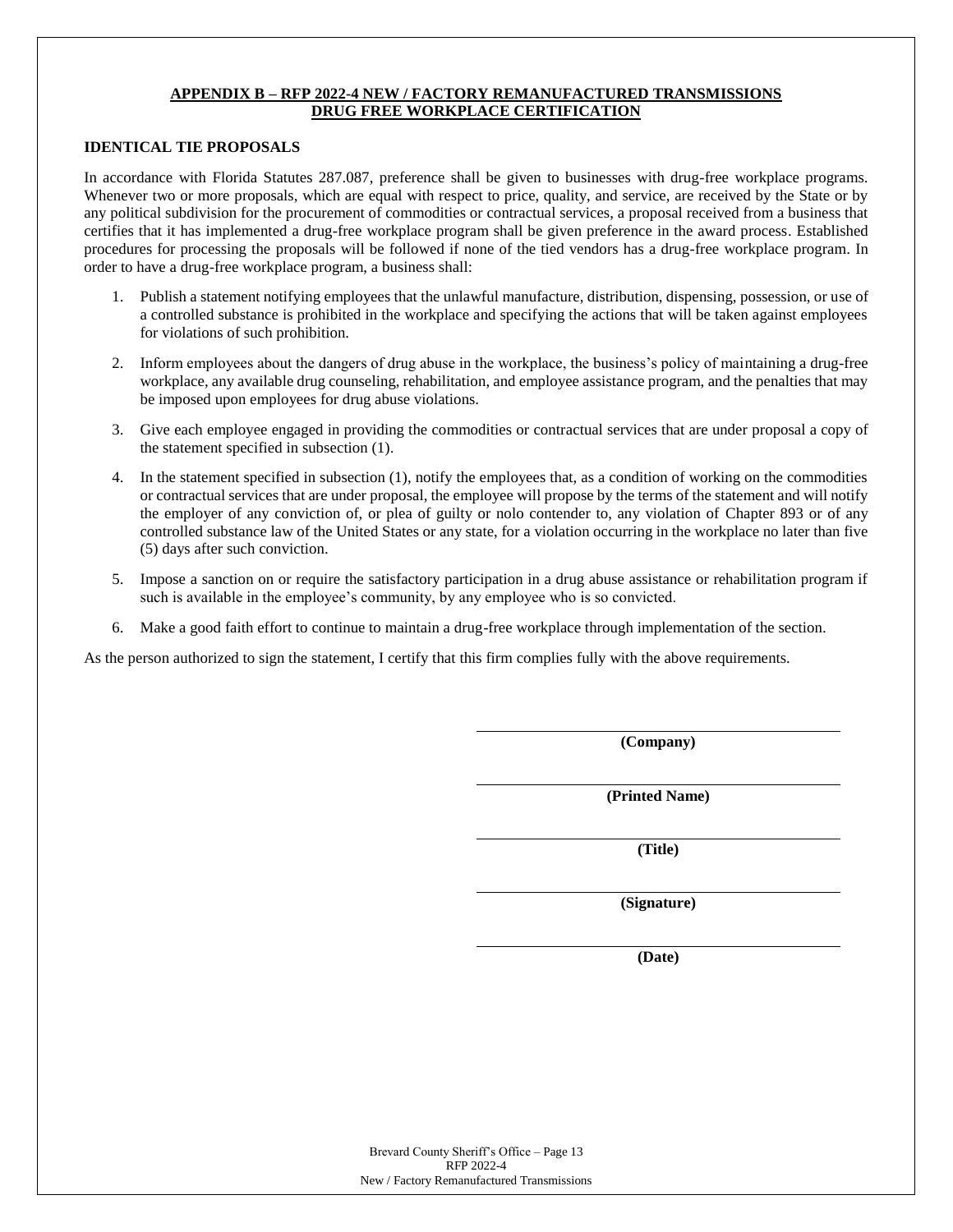## APPENDIX B – RFP 2022-4 NEW / FACTORY REMANUFACTURED TRANSMISSIONS DRUG FREE WORKPLACE CERTIFICATION

### IDENTICAL TIE PROPOSALS

In accordance with Florida Statutes 287.087, preference shall be given to businesses with drug-free workplace programs. Whenever two or more proposals, which are equal with respect to price, quality, and service, are received by the State or by any political subdivision for the procurement of commodities or contractual services, a proposal received from a business that certifies that it has implemented a drug-free workplace program shall be given preference in the award process. Established procedures for processing the proposals will be followed if none of the tied vendors has a drug-free workplace program. In order to have a drug-free workplace program, a business shall:

1. Publish a statement notifying employees that the unlawful manufacture, distribution, dispensing, possession, or use of a controlled substance is prohibited in the workplace and specifying the actions that will be taken against employees for violations of such prohibition.
2. Inform employees about the dangers of drug abuse in the workplace, the business's policy of maintaining a drug-free workplace, any available drug counseling, rehabilitation, and employee assistance program, and the penalties that may be imposed upon employees for drug abuse violations.
3. Give each employee engaged in providing the commodities or contractual services that are under proposal a copy of the statement specified in subsection (1).
4. In the statement specified in subsection (1), notify the employees that, as a condition of working on the commodities or contractual services that are under proposal, the employee will propose by the terms of the statement and will notify the employer of any conviction of, or plea of guilty or nolo contender to, any violation of Chapter 893 or of any controlled substance law of the United States or any state, for a violation occurring in the workplace no later than five (5) days after such conviction.
5. Impose a sanction on or require the satisfactory participation in a drug abuse assistance or rehabilitation program if such is available in the employee's community, by any employee who is so convicted.
6. Make a good faith effort to continue to maintain a drug-free workplace through implementation of the section.

As the person authorized to sign the statement, I certify that this firm complies fully with the above requirements.

\_\_\_\_\_\_\_\_\_\_\_\_\_\_\_\_\_\_\_\_\_\_\_\_\_\_\_\_\_\_
**(Company)**

\_\_\_\_\_\_\_\_\_\_\_\_\_\_\_\_\_\_\_\_\_\_\_\_\_\_\_\_\_\_
**(Printed Name)**

\_\_\_\_\_\_\_\_\_\_\_\_\_\_\_\_\_\_\_\_\_\_\_\_\_\_\_\_\_\_
**(Title)**

\_\_\_\_\_\_\_\_\_\_\_\_\_\_\_\_\_\_\_\_\_\_\_\_\_\_\_\_\_\_
**(Signature)**

\_\_\_\_\_\_\_\_\_\_\_\_\_\_\_\_\_\_\_\_\_\_\_\_\_\_\_\_\_\_
**(Date)**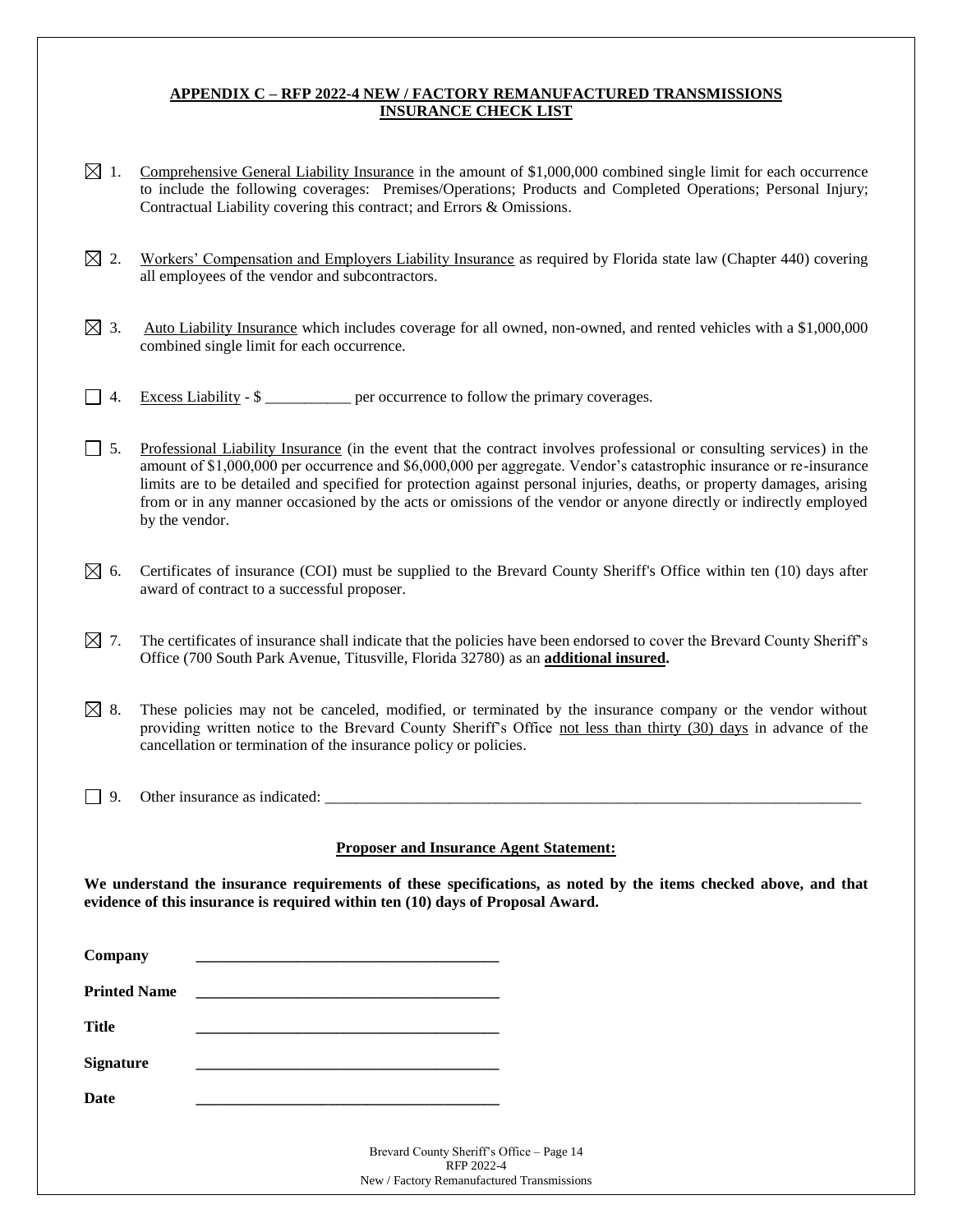## APPENDIX C – RFP 2022-4 NEW / FACTORY REMANUFACTURED TRANSMISSIONS INSURANCE CHECK LIST

☒ 1. Comprehensive General Liability Insurance in the amount of $1,000,000 combined single limit for each occurrence to include the following coverages: Premises/Operations; Products and Completed Operations; Personal Injury; Contractual Liability covering this contract; and Errors & Omissions.

☒ 2. Workers' Compensation and Employers Liability Insurance as required by Florida state law (Chapter 440) covering all employees of the vendor and subcontractors.

☒ 3. Auto Liability Insurance which includes coverage for all owned, non-owned, and rented vehicles with a $1,000,000 combined single limit for each occurrence.

☐ 4. Excess Liability - $ ___________ per occurrence to follow the primary coverages.

☐ 5. Professional Liability Insurance (in the event that the contract involves professional or consulting services) in the amount of $1,000,000 per occurrence and $6,000,000 per aggregate. Vendor's catastrophic insurance or re-insurance limits are to be detailed and specified for protection against personal injuries, deaths, or property damages, arising from or in any manner occasioned by the acts or omissions of the vendor or anyone directly or indirectly employed by the vendor.

☒ 6. Certificates of insurance (COI) must be supplied to the Brevard County Sheriff's Office within ten (10) days after award of contract to a successful proposer.

☒ 7. The certificates of insurance shall indicate that the policies have been endorsed to cover the Brevard County Sheriff's Office (700 South Park Avenue, Titusville, Florida 32780) as an **additional insured.**

☒ 8. These policies may not be canceled, modified, or terminated by the insurance company or the vendor without providing written notice to the Brevard County Sheriff's Office not less than thirty (30) days in advance of the cancellation or termination of the insurance policy or policies.

☐ 9. Other insurance as indicated: ___________________________________________________________________________

### Proposer and Insurance Agent Statement:

**We understand the insurance requirements of these specifications, as noted by the items checked above, and that evidence of this insurance is required within ten (10) days of Proposal Award.**

**Company** _______________________________________

**Printed Name** _______________________________________

**Title** _______________________________________

**Signature** _______________________________________

**Date** _______________________________________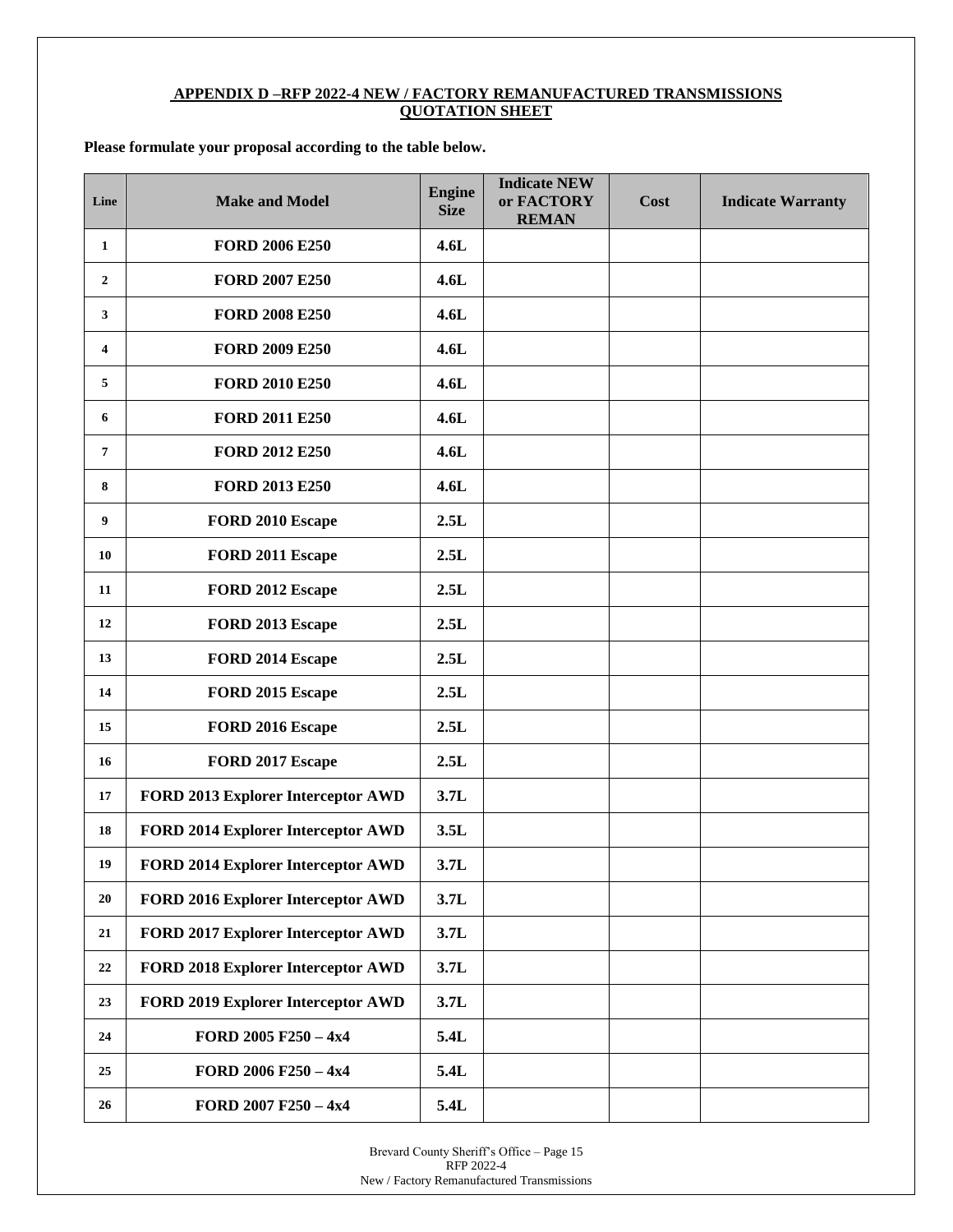## APPENDIX D –RFP 2022-4 NEW / FACTORY REMANUFACTURED TRANSMISSIONS QUOTATION SHEET

**Please formulate your proposal according to the table below.**

| Line | Make and Model | Engine Size | Indicate NEW or FACTORY REMAN | Cost | Indicate Warranty |
|---|---|---|---|---|---|
| 1 | FORD 2006 E250 | 4.6L | | | |
| 2 | FORD 2007 E250 | 4.6L | | | |
| 3 | FORD 2008 E250 | 4.6L | | | |
| 4 | FORD 2009 E250 | 4.6L | | | |
| 5 | FORD 2010 E250 | 4.6L | | | |
| 6 | FORD 2011 E250 | 4.6L | | | |
| 7 | FORD 2012 E250 | 4.6L | | | |
| 8 | FORD 2013 E250 | 4.6L | | | |
| 9 | FORD 2010 Escape | 2.5L | | | |
| 10 | FORD 2011 Escape | 2.5L | | | |
| 11 | FORD 2012 Escape | 2.5L | | | |
| 12 | FORD 2013 Escape | 2.5L | | | |
| 13 | FORD 2014 Escape | 2.5L | | | |
| 14 | FORD 2015 Escape | 2.5L | | | |
| 15 | FORD 2016 Escape | 2.5L | | | |
| 16 | FORD 2017 Escape | 2.5L | | | |
| 17 | FORD 2013 Explorer Interceptor AWD | 3.7L | | | |
| 18 | FORD 2014 Explorer Interceptor AWD | 3.5L | | | |
| 19 | FORD 2014 Explorer Interceptor AWD | 3.7L | | | |
| 20 | FORD 2016 Explorer Interceptor AWD | 3.7L | | | |
| 21 | FORD 2017 Explorer Interceptor AWD | 3.7L | | | |
| 22 | FORD 2018 Explorer Interceptor AWD | 3.7L | | | |
| 23 | FORD 2019 Explorer Interceptor AWD | 3.7L | | | |
| 24 | FORD 2005 F250 – 4x4 | 5.4L | | | |
| 25 | FORD 2006 F250 – 4x4 | 5.4L | | | |
| 26 | FORD 2007 F250 – 4x4 | 5.4L | | | |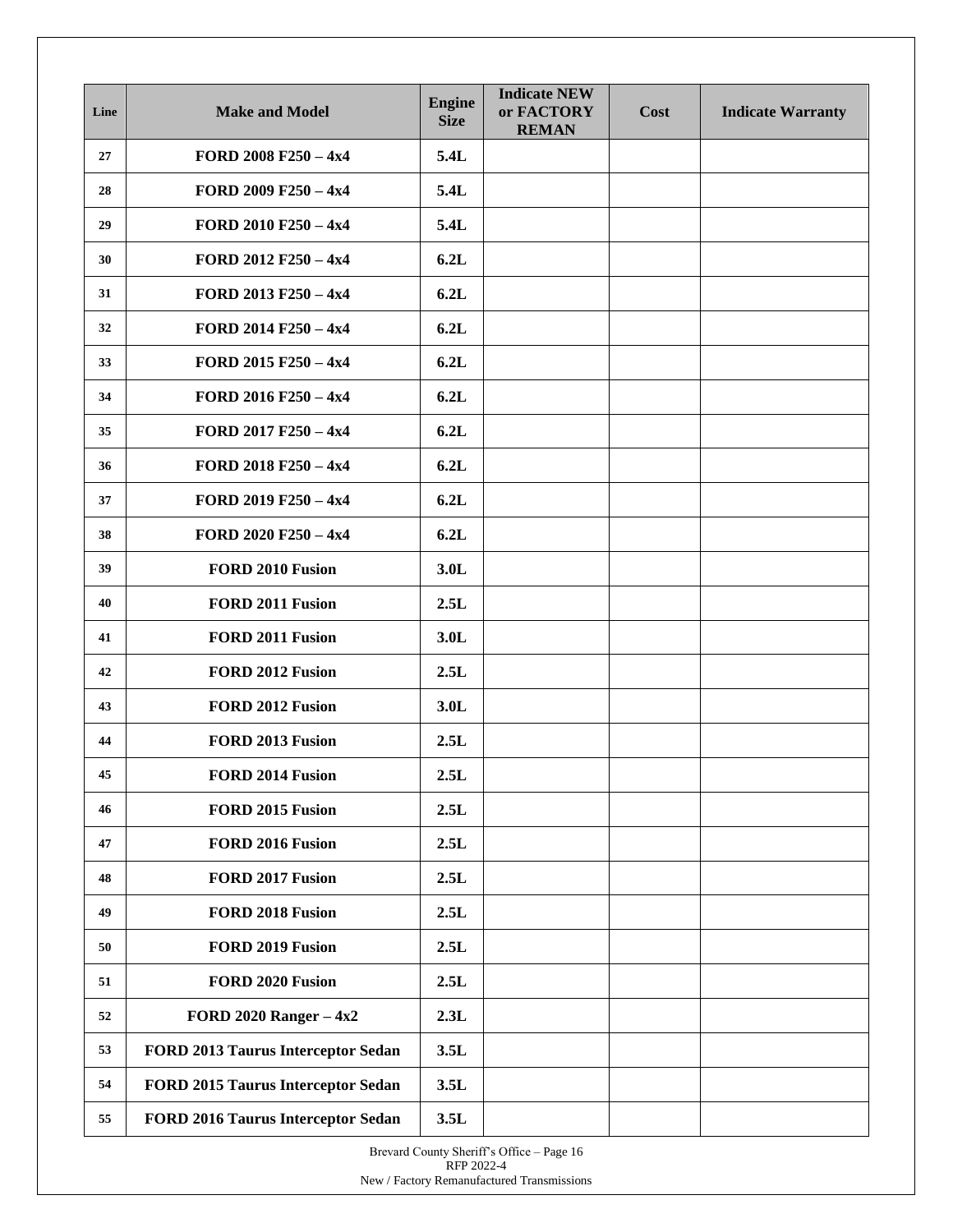| Line | Make and Model | Engine Size | Indicate NEW or FACTORY REMAN | Cost | Indicate Warranty |
|---|---|---|---|---|---|
| 27 | FORD 2008 F250 – 4x4 | 5.4L | | | |
| 28 | FORD 2009 F250 – 4x4 | 5.4L | | | |
| 29 | FORD 2010 F250 – 4x4 | 5.4L | | | |
| 30 | FORD 2012 F250 – 4x4 | 6.2L | | | |
| 31 | FORD 2013 F250 – 4x4 | 6.2L | | | |
| 32 | FORD 2014 F250 – 4x4 | 6.2L | | | |
| 33 | FORD 2015 F250 – 4x4 | 6.2L | | | |
| 34 | FORD 2016 F250 – 4x4 | 6.2L | | | |
| 35 | FORD 2017 F250 – 4x4 | 6.2L | | | |
| 36 | FORD 2018 F250 – 4x4 | 6.2L | | | |
| 37 | FORD 2019 F250 – 4x4 | 6.2L | | | |
| 38 | FORD 2020 F250 – 4x4 | 6.2L | | | |
| 39 | FORD 2010 Fusion | 3.0L | | | |
| 40 | FORD 2011 Fusion | 2.5L | | | |
| 41 | FORD 2011 Fusion | 3.0L | | | |
| 42 | FORD 2012 Fusion | 2.5L | | | |
| 43 | FORD 2012 Fusion | 3.0L | | | |
| 44 | FORD 2013 Fusion | 2.5L | | | |
| 45 | FORD 2014 Fusion | 2.5L | | | |
| 46 | FORD 2015 Fusion | 2.5L | | | |
| 47 | FORD 2016 Fusion | 2.5L | | | |
| 48 | FORD 2017 Fusion | 2.5L | | | |
| 49 | FORD 2018 Fusion | 2.5L | | | |
| 50 | FORD 2019 Fusion | 2.5L | | | |
| 51 | FORD 2020 Fusion | 2.5L | | | |
| 52 | FORD 2020 Ranger – 4x2 | 2.3L | | | |
| 53 | FORD 2013 Taurus Interceptor Sedan | 3.5L | | | |
| 54 | FORD 2015 Taurus Interceptor Sedan | 3.5L | | | |
| 55 | FORD 2016 Taurus Interceptor Sedan | 3.5L | | | |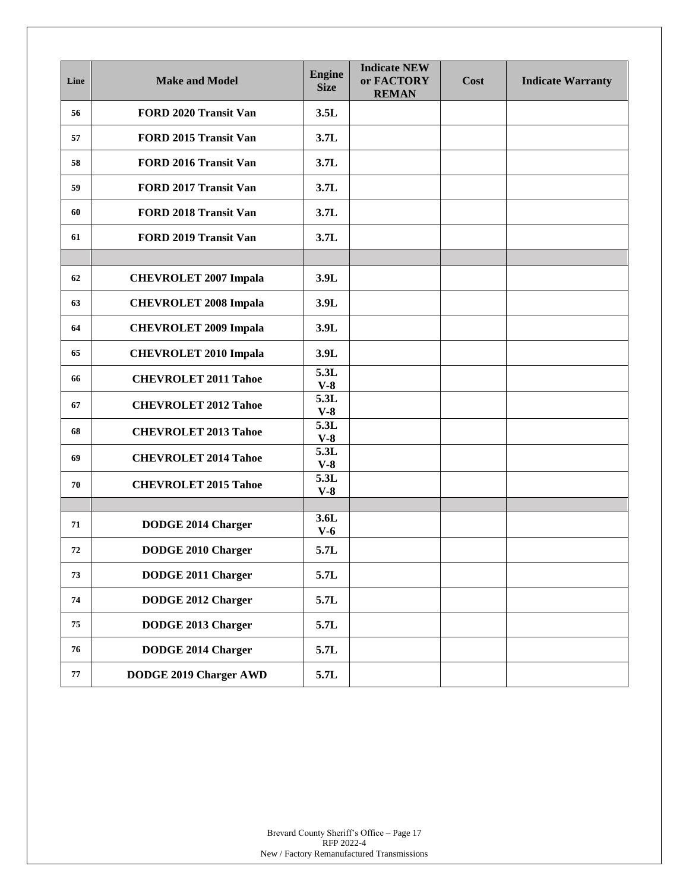| Line | Make and Model | Engine Size | Indicate NEW or FACTORY REMAN | Cost | Indicate Warranty |
|---|---|---|---|---|---|
| 56 | FORD 2020 Transit Van | 3.5L | | | |
| 57 | FORD 2015 Transit Van | 3.7L | | | |
| 58 | FORD 2016 Transit Van | 3.7L | | | |
| 59 | FORD 2017 Transit Van | 3.7L | | | |
| 60 | FORD 2018 Transit Van | 3.7L | | | |
| 61 | FORD 2019 Transit Van | 3.7L | | | |
| | | | | | |
| 62 | CHEVROLET 2007 Impala | 3.9L | | | |
| 63 | CHEVROLET 2008 Impala | 3.9L | | | |
| 64 | CHEVROLET 2009 Impala | 3.9L | | | |
| 65 | CHEVROLET 2010 Impala | 3.9L | | | |
| 66 | CHEVROLET 2011 Tahoe | 5.3L V-8 | | | |
| 67 | CHEVROLET 2012 Tahoe | 5.3L V-8 | | | |
| 68 | CHEVROLET 2013 Tahoe | 5.3L V-8 | | | |
| 69 | CHEVROLET 2014 Tahoe | 5.3L V-8 | | | |
| 70 | CHEVROLET 2015 Tahoe | 5.3L V-8 | | | |
| | | | | | |
| 71 | DODGE 2014 Charger | 3.6L V-6 | | | |
| 72 | DODGE 2010 Charger | 5.7L | | | |
| 73 | DODGE 2011 Charger | 5.7L | | | |
| 74 | DODGE 2012 Charger | 5.7L | | | |
| 75 | DODGE 2013 Charger | 5.7L | | | |
| 76 | DODGE 2014 Charger | 5.7L | | | |
| 77 | DODGE 2019 Charger AWD | 5.7L | | | |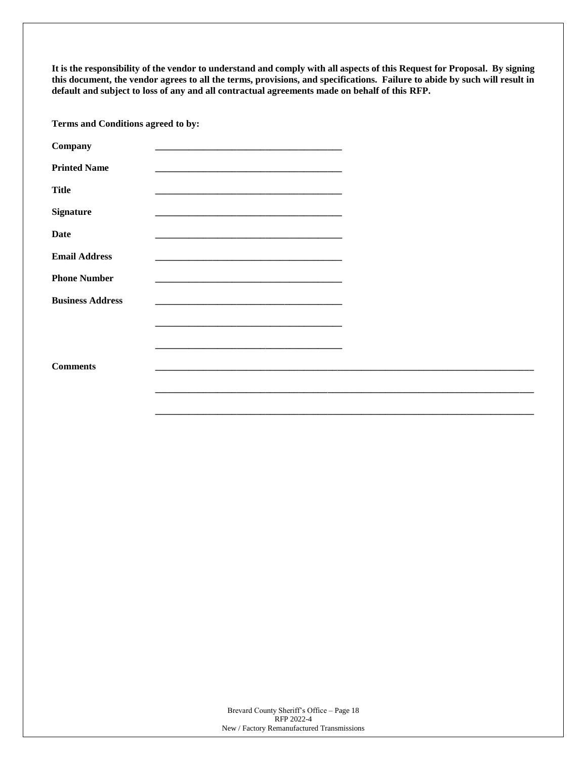**It is the responsibility of the vendor to understand and comply with all aspects of this Request for Proposal. By signing this document, the vendor agrees to all the terms, provisions, and specifications. Failure to abide by such will result in default and subject to loss of any and all contractual agreements made on behalf of this RFP.**

**Terms and Conditions agreed to by:**

**Company** ________________________________________

**Printed Name** ________________________________________

**Title** ________________________________________

**Signature** ________________________________________

**Date** ________________________________________

**Email Address** ________________________________________

**Phone Number** ________________________________________

**Business Address** ________________________________________

________________________________________

________________________________________

**Comments** ________________________________________________________________________________

________________________________________________________________________________

________________________________________________________________________________